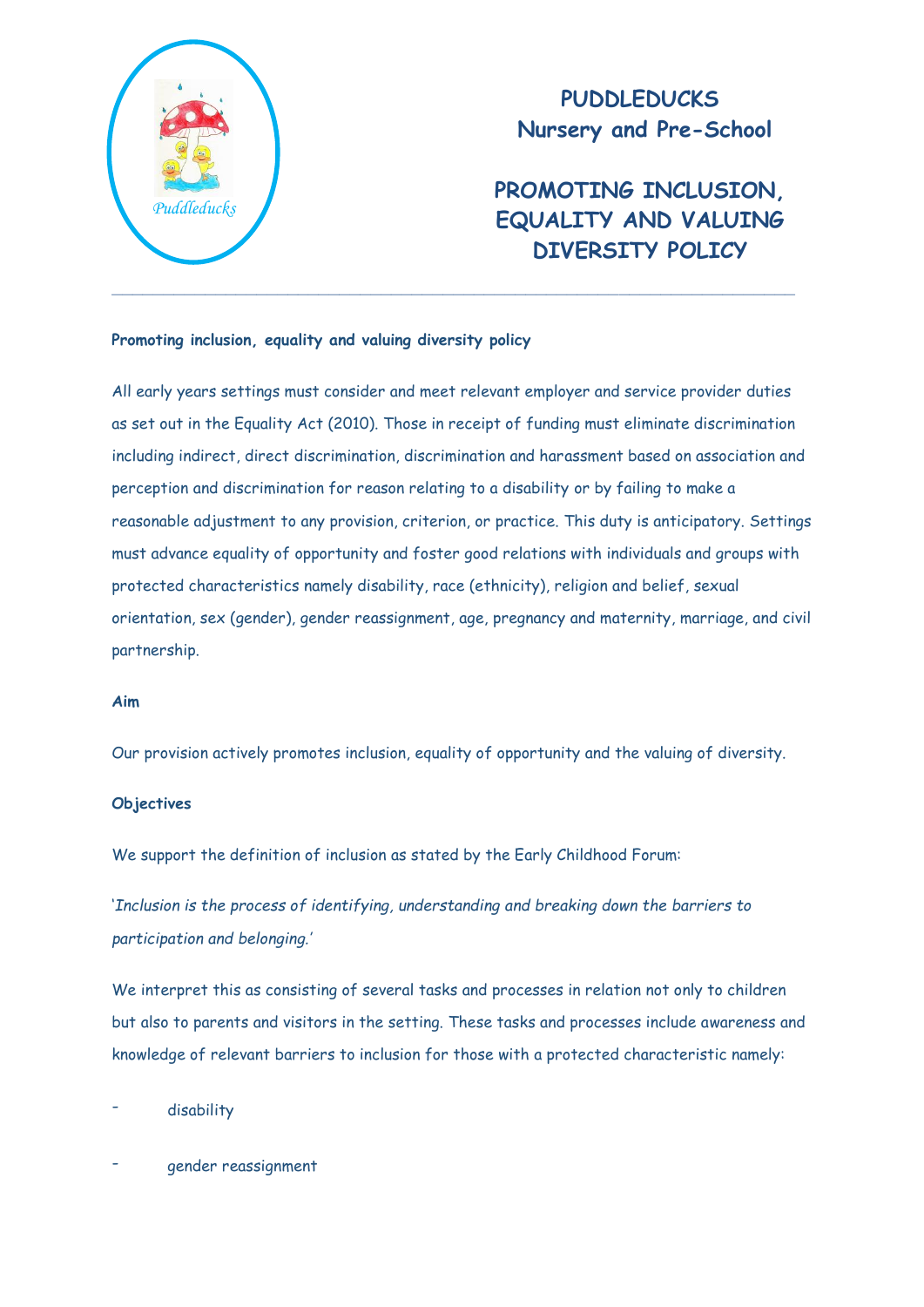# PUDDLEDUCKS
## Nursery and Pre-School

# PROMOTING INCLUSION, EQUALITY AND VALUING DIVERSITY POLICY

---

**Promoting inclusion, equality and valuing diversity policy**

All early years settings must consider and meet relevant employer and service provider duties as set out in the Equality Act (2010). Those in receipt of funding must eliminate discrimination including indirect, direct discrimination, discrimination and harassment based on association and perception and discrimination for reason relating to a disability or by failing to make a reasonable adjustment to any provision, criterion, or practice. This duty is anticipatory. Settings must advance equality of opportunity and foster good relations with individuals and groups with protected characteristics namely disability, race (ethnicity), religion and belief, sexual orientation, sex (gender), gender reassignment, age, pregnancy and maternity, marriage, and civil partnership.

**Aim**

Our provision actively promotes inclusion, equality of opportunity and the valuing of diversity.

**Objectives**

We support the definition of inclusion as stated by the Early Childhood Forum:

'*Inclusion is the process of identifying, understanding and breaking down the barriers to participation and belonging.*'

We interpret this as consisting of several tasks and processes in relation not only to children but also to parents and visitors in the setting. These tasks and processes include awareness and knowledge of relevant barriers to inclusion for those with a protected characteristic namely:

- disability
- gender reassignment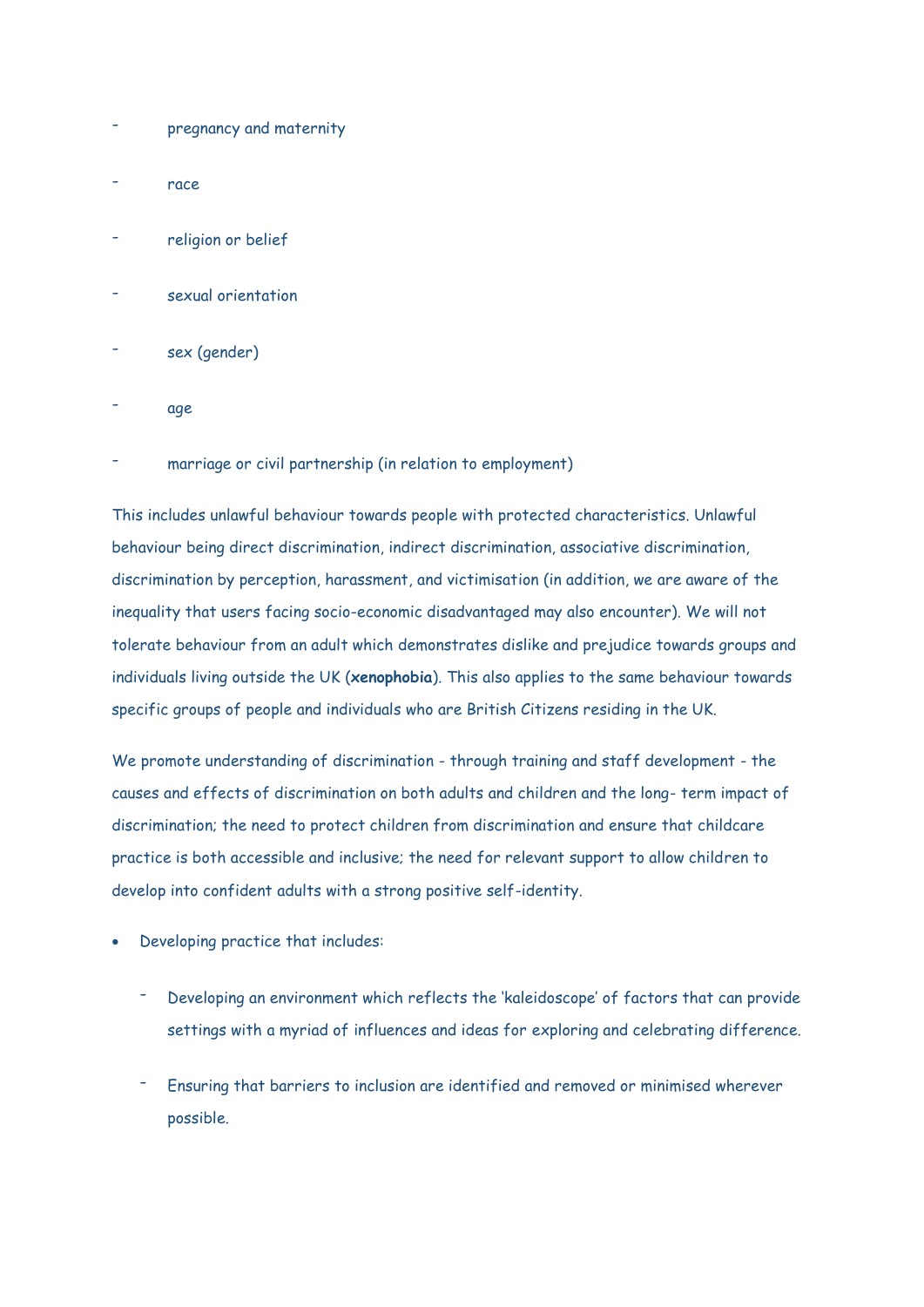- pregnancy and maternity
- race
- religion or belief
- sexual orientation
- sex (gender)
- age
- marriage or civil partnership (in relation to employment)

This includes unlawful behaviour towards people with protected characteristics. Unlawful behaviour being direct discrimination, indirect discrimination, associative discrimination, discrimination by perception, harassment, and victimisation (in addition, we are aware of the inequality that users facing socio-economic disadvantaged may also encounter). We will not tolerate behaviour from an adult which demonstrates dislike and prejudice towards groups and individuals living outside the UK (**xenophobia**). This also applies to the same behaviour towards specific groups of people and individuals who are British Citizens residing in the UK.

We promote understanding of discrimination - through training and staff development - the causes and effects of discrimination on both adults and children and the long- term impact of discrimination; the need to protect children from discrimination and ensure that childcare practice is both accessible and inclusive; the need for relevant support to allow children to develop into confident adults with a strong positive self-identity.

- Developing practice that includes:
  - Developing an environment which reflects the 'kaleidoscope' of factors that can provide settings with a myriad of influences and ideas for exploring and celebrating difference.
  - Ensuring that barriers to inclusion are identified and removed or minimised wherever possible.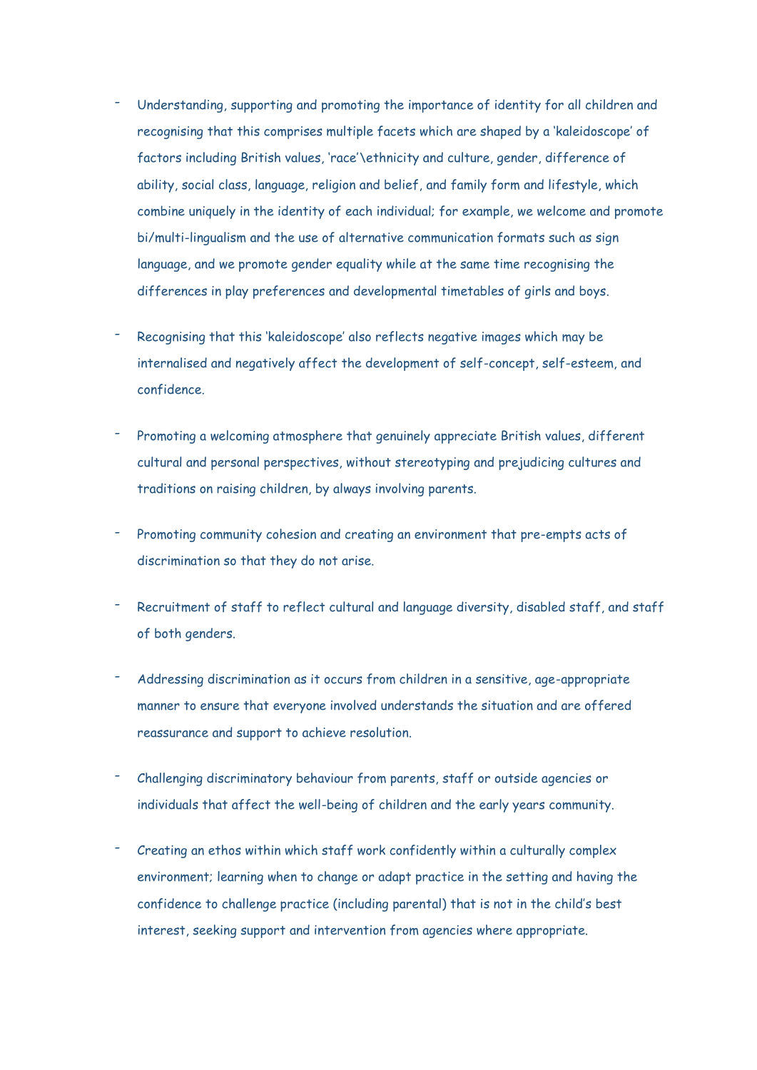- Understanding, supporting and promoting the importance of identity for all children and recognising that this comprises multiple facets which are shaped by a 'kaleidoscope' of factors including British values, 'race'\ethnicity and culture, gender, difference of ability, social class, language, religion and belief, and family form and lifestyle, which combine uniquely in the identity of each individual; for example, we welcome and promote bi/multi-lingualism and the use of alternative communication formats such as sign language, and we promote gender equality while at the same time recognising the differences in play preferences and developmental timetables of girls and boys.

- Recognising that this 'kaleidoscope' also reflects negative images which may be internalised and negatively affect the development of self-concept, self-esteem, and confidence.

- Promoting a welcoming atmosphere that genuinely appreciate British values, different cultural and personal perspectives, without stereotyping and prejudicing cultures and traditions on raising children, by always involving parents.

- Promoting community cohesion and creating an environment that pre-empts acts of discrimination so that they do not arise.

- Recruitment of staff to reflect cultural and language diversity, disabled staff, and staff of both genders.

- Addressing discrimination as it occurs from children in a sensitive, age-appropriate manner to ensure that everyone involved understands the situation and are offered reassurance and support to achieve resolution.

- Challenging discriminatory behaviour from parents, staff or outside agencies or individuals that affect the well-being of children and the early years community.

- Creating an ethos within which staff work confidently within a culturally complex environment; learning when to change or adapt practice in the setting and having the confidence to challenge practice (including parental) that is not in the child's best interest, seeking support and intervention from agencies where appropriate.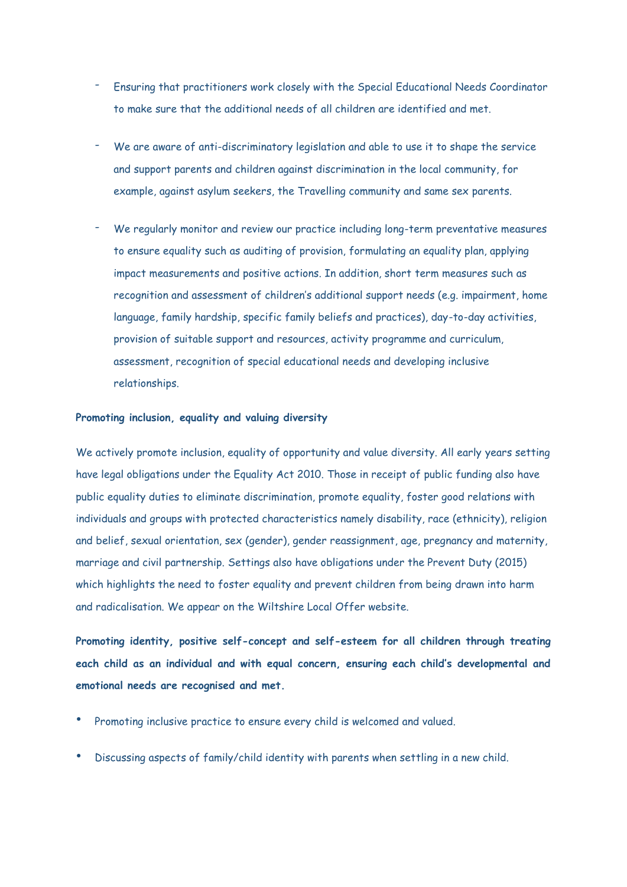- Ensuring that practitioners work closely with the Special Educational Needs Coordinator to make sure that the additional needs of all children are identified and met.

- We are aware of anti-discriminatory legislation and able to use it to shape the service and support parents and children against discrimination in the local community, for example, against asylum seekers, the Travelling community and same sex parents.

- We regularly monitor and review our practice including long-term preventative measures to ensure equality such as auditing of provision, formulating an equality plan, applying impact measurements and positive actions. In addition, short term measures such as recognition and assessment of children's additional support needs (e.g. impairment, home language, family hardship, specific family beliefs and practices), day-to-day activities, provision of suitable support and resources, activity programme and curriculum, assessment, recognition of special educational needs and developing inclusive relationships.

**Promoting inclusion, equality and valuing diversity**

We actively promote inclusion, equality of opportunity and value diversity. All early years setting have legal obligations under the Equality Act 2010. Those in receipt of public funding also have public equality duties to eliminate discrimination, promote equality, foster good relations with individuals and groups with protected characteristics namely disability, race (ethnicity), religion and belief, sexual orientation, sex (gender), gender reassignment, age, pregnancy and maternity, marriage and civil partnership. Settings also have obligations under the Prevent Duty (2015) which highlights the need to foster equality and prevent children from being drawn into harm and radicalisation. We appear on the Wiltshire Local Offer website.

**Promoting identity, positive self-concept and self-esteem for all children through treating each child as an individual and with equal concern, ensuring each child's developmental and emotional needs are recognised and met.**

- Promoting inclusive practice to ensure every child is welcomed and valued.
- Discussing aspects of family/child identity with parents when settling in a new child.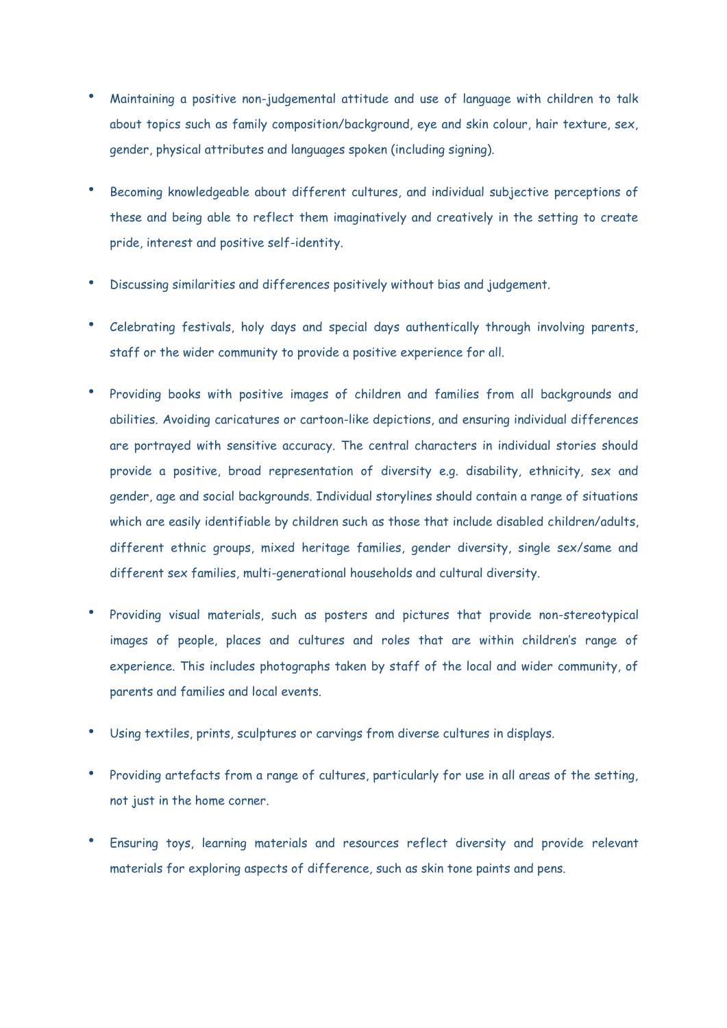- Maintaining a positive non-judgemental attitude and use of language with children to talk about topics such as family composition/background, eye and skin colour, hair texture, sex, gender, physical attributes and languages spoken (including signing).

- Becoming knowledgeable about different cultures, and individual subjective perceptions of these and being able to reflect them imaginatively and creatively in the setting to create pride, interest and positive self-identity.

- Discussing similarities and differences positively without bias and judgement.

- Celebrating festivals, holy days and special days authentically through involving parents, staff or the wider community to provide a positive experience for all.

- Providing books with positive images of children and families from all backgrounds and abilities. Avoiding caricatures or cartoon-like depictions, and ensuring individual differences are portrayed with sensitive accuracy. The central characters in individual stories should provide a positive, broad representation of diversity e.g. disability, ethnicity, sex and gender, age and social backgrounds. Individual storylines should contain a range of situations which are easily identifiable by children such as those that include disabled children/adults, different ethnic groups, mixed heritage families, gender diversity, single sex/same and different sex families, multi-generational households and cultural diversity.

- Providing visual materials, such as posters and pictures that provide non-stereotypical images of people, places and cultures and roles that are within children's range of experience. This includes photographs taken by staff of the local and wider community, of parents and families and local events.

- Using textiles, prints, sculptures or carvings from diverse cultures in displays.

- Providing artefacts from a range of cultures, particularly for use in all areas of the setting, not just in the home corner.

- Ensuring toys, learning materials and resources reflect diversity and provide relevant materials for exploring aspects of difference, such as skin tone paints and pens.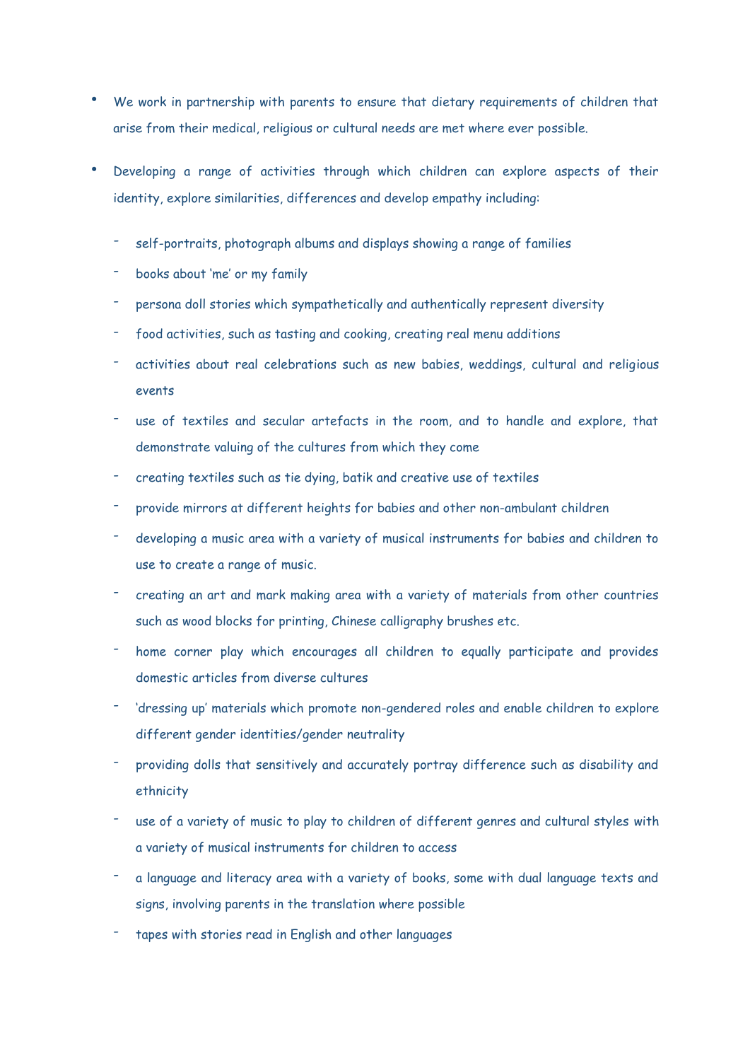- We work in partnership with parents to ensure that dietary requirements of children that arise from their medical, religious or cultural needs are met where ever possible.

- Developing a range of activities through which children can explore aspects of their identity, explore similarities, differences and develop empathy including:

  - self-portraits, photograph albums and displays showing a range of families
  - books about 'me' or my family
  - persona doll stories which sympathetically and authentically represent diversity
  - food activities, such as tasting and cooking, creating real menu additions
  - activities about real celebrations such as new babies, weddings, cultural and religious events
  - use of textiles and secular artefacts in the room, and to handle and explore, that demonstrate valuing of the cultures from which they come
  - creating textiles such as tie dying, batik and creative use of textiles
  - provide mirrors at different heights for babies and other non-ambulant children
  - developing a music area with a variety of musical instruments for babies and children to use to create a range of music.
  - creating an art and mark making area with a variety of materials from other countries such as wood blocks for printing, Chinese calligraphy brushes etc.
  - home corner play which encourages all children to equally participate and provides domestic articles from diverse cultures
  - 'dressing up' materials which promote non-gendered roles and enable children to explore different gender identities/gender neutrality
  - providing dolls that sensitively and accurately portray difference such as disability and ethnicity
  - use of a variety of music to play to children of different genres and cultural styles with a variety of musical instruments for children to access
  - a language and literacy area with a variety of books, some with dual language texts and signs, involving parents in the translation where possible
  - tapes with stories read in English and other languages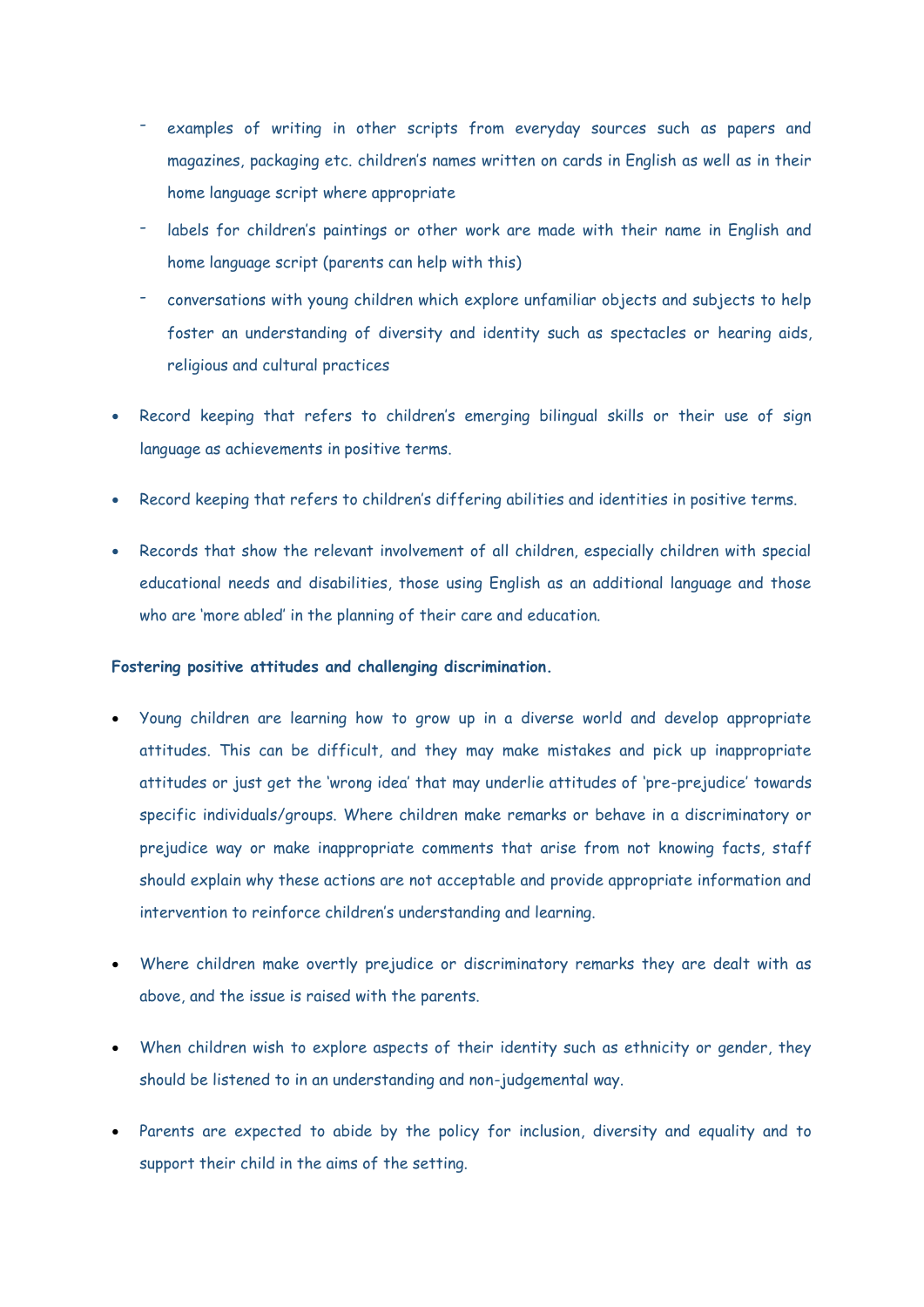- examples of writing in other scripts from everyday sources such as papers and magazines, packaging etc. children's names written on cards in English as well as in their home language script where appropriate
  - labels for children's paintings or other work are made with their name in English and home language script (parents can help with this)
  - conversations with young children which explore unfamiliar objects and subjects to help foster an understanding of diversity and identity such as spectacles or hearing aids, religious and cultural practices

- Record keeping that refers to children's emerging bilingual skills or their use of sign language as achievements in positive terms.

- Record keeping that refers to children's differing abilities and identities in positive terms.

- Records that show the relevant involvement of all children, especially children with special educational needs and disabilities, those using English as an additional language and those who are 'more abled' in the planning of their care and education.

**Fostering positive attitudes and challenging discrimination.**

- Young children are learning how to grow up in a diverse world and develop appropriate attitudes. This can be difficult, and they may make mistakes and pick up inappropriate attitudes or just get the 'wrong idea' that may underlie attitudes of 'pre-prejudice' towards specific individuals/groups. Where children make remarks or behave in a discriminatory or prejudice way or make inappropriate comments that arise from not knowing facts, staff should explain why these actions are not acceptable and provide appropriate information and intervention to reinforce children's understanding and learning.

- Where children make overtly prejudice or discriminatory remarks they are dealt with as above, and the issue is raised with the parents.

- When children wish to explore aspects of their identity such as ethnicity or gender, they should be listened to in an understanding and non-judgemental way.

- Parents are expected to abide by the policy for inclusion, diversity and equality and to support their child in the aims of the setting.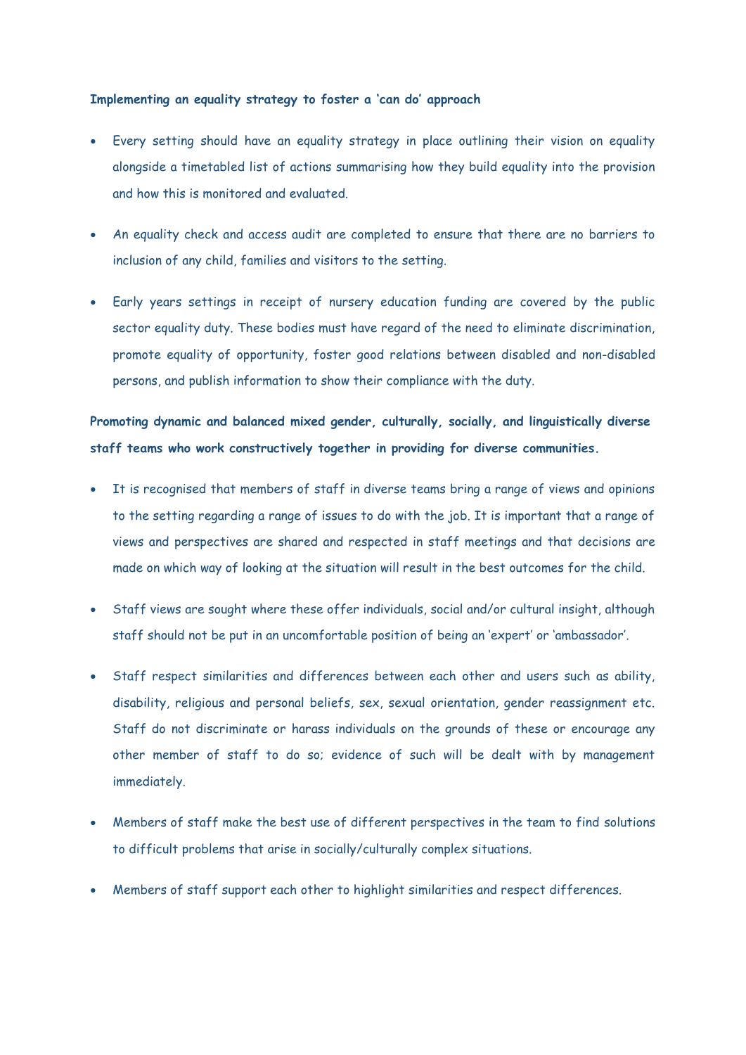**Implementing an equality strategy to foster a 'can do' approach**

- Every setting should have an equality strategy in place outlining their vision on equality alongside a timetabled list of actions summarising how they build equality into the provision and how this is monitored and evaluated.
- An equality check and access audit are completed to ensure that there are no barriers to inclusion of any child, families and visitors to the setting.
- Early years settings in receipt of nursery education funding are covered by the public sector equality duty. These bodies must have regard of the need to eliminate discrimination, promote equality of opportunity, foster good relations between disabled and non-disabled persons, and publish information to show their compliance with the duty.

**Promoting dynamic and balanced mixed gender, culturally, socially, and linguistically diverse staff teams who work constructively together in providing for diverse communities.**

- It is recognised that members of staff in diverse teams bring a range of views and opinions to the setting regarding a range of issues to do with the job. It is important that a range of views and perspectives are shared and respected in staff meetings and that decisions are made on which way of looking at the situation will result in the best outcomes for the child.
- Staff views are sought where these offer individuals, social and/or cultural insight, although staff should not be put in an uncomfortable position of being an 'expert' or 'ambassador'.
- Staff respect similarities and differences between each other and users such as ability, disability, religious and personal beliefs, sex, sexual orientation, gender reassignment etc. Staff do not discriminate or harass individuals on the grounds of these or encourage any other member of staff to do so; evidence of such will be dealt with by management immediately.
- Members of staff make the best use of different perspectives in the team to find solutions to difficult problems that arise in socially/culturally complex situations.
- Members of staff support each other to highlight similarities and respect differences.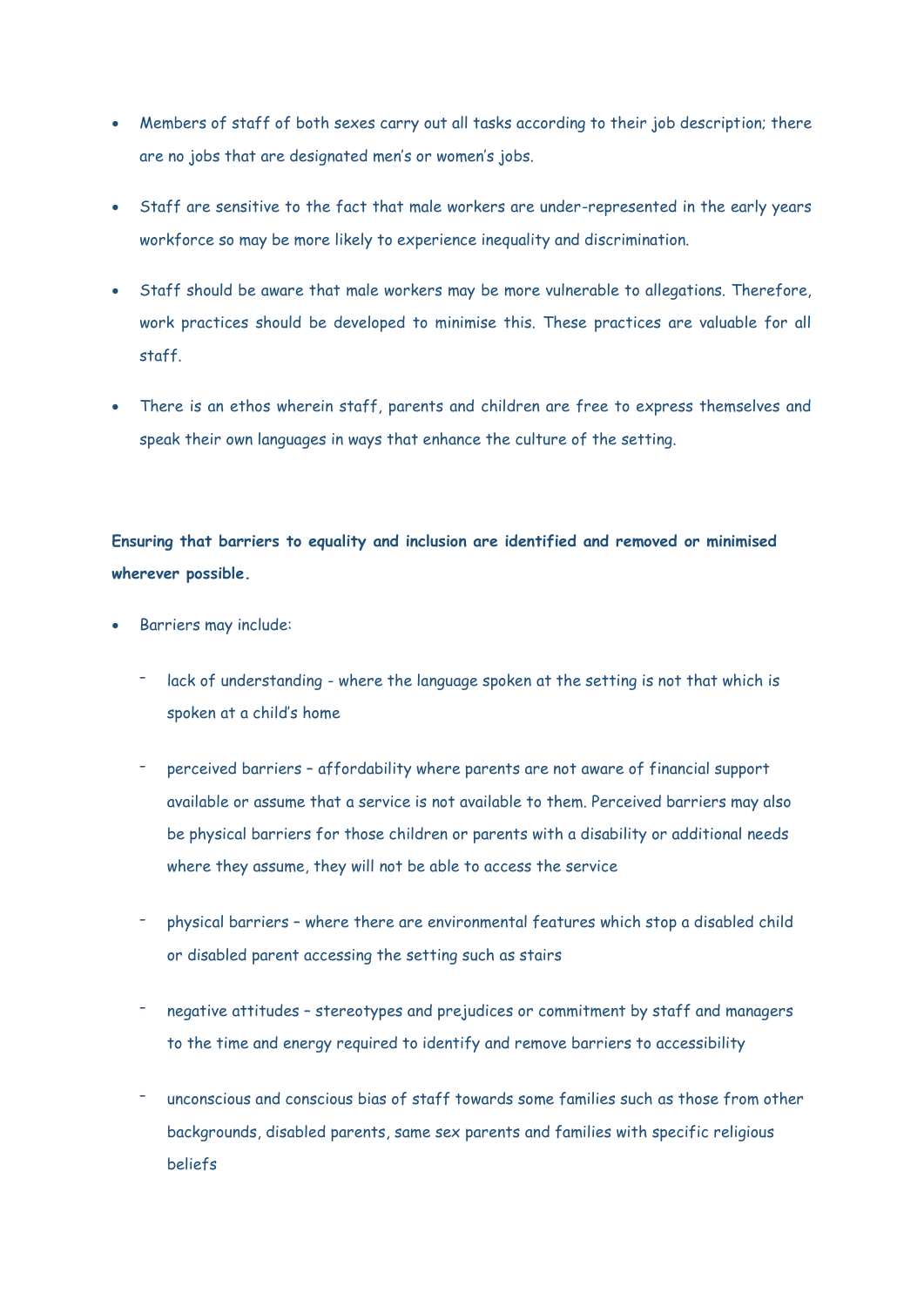- Members of staff of both sexes carry out all tasks according to their job description; there are no jobs that are designated men's or women's jobs.
- Staff are sensitive to the fact that male workers are under-represented in the early years workforce so may be more likely to experience inequality and discrimination.
- Staff should be aware that male workers may be more vulnerable to allegations. Therefore, work practices should be developed to minimise this. These practices are valuable for all staff.
- There is an ethos wherein staff, parents and children are free to express themselves and speak their own languages in ways that enhance the culture of the setting.

**Ensuring that barriers to equality and inclusion are identified and removed or minimised wherever possible.**

- Barriers may include:
  - lack of understanding - where the language spoken at the setting is not that which is spoken at a child's home
  - perceived barriers – affordability where parents are not aware of financial support available or assume that a service is not available to them. Perceived barriers may also be physical barriers for those children or parents with a disability or additional needs where they assume, they will not be able to access the service
  - physical barriers – where there are environmental features which stop a disabled child or disabled parent accessing the setting such as stairs
  - negative attitudes – stereotypes and prejudices or commitment by staff and managers to the time and energy required to identify and remove barriers to accessibility
  - unconscious and conscious bias of staff towards some families such as those from other backgrounds, disabled parents, same sex parents and families with specific religious beliefs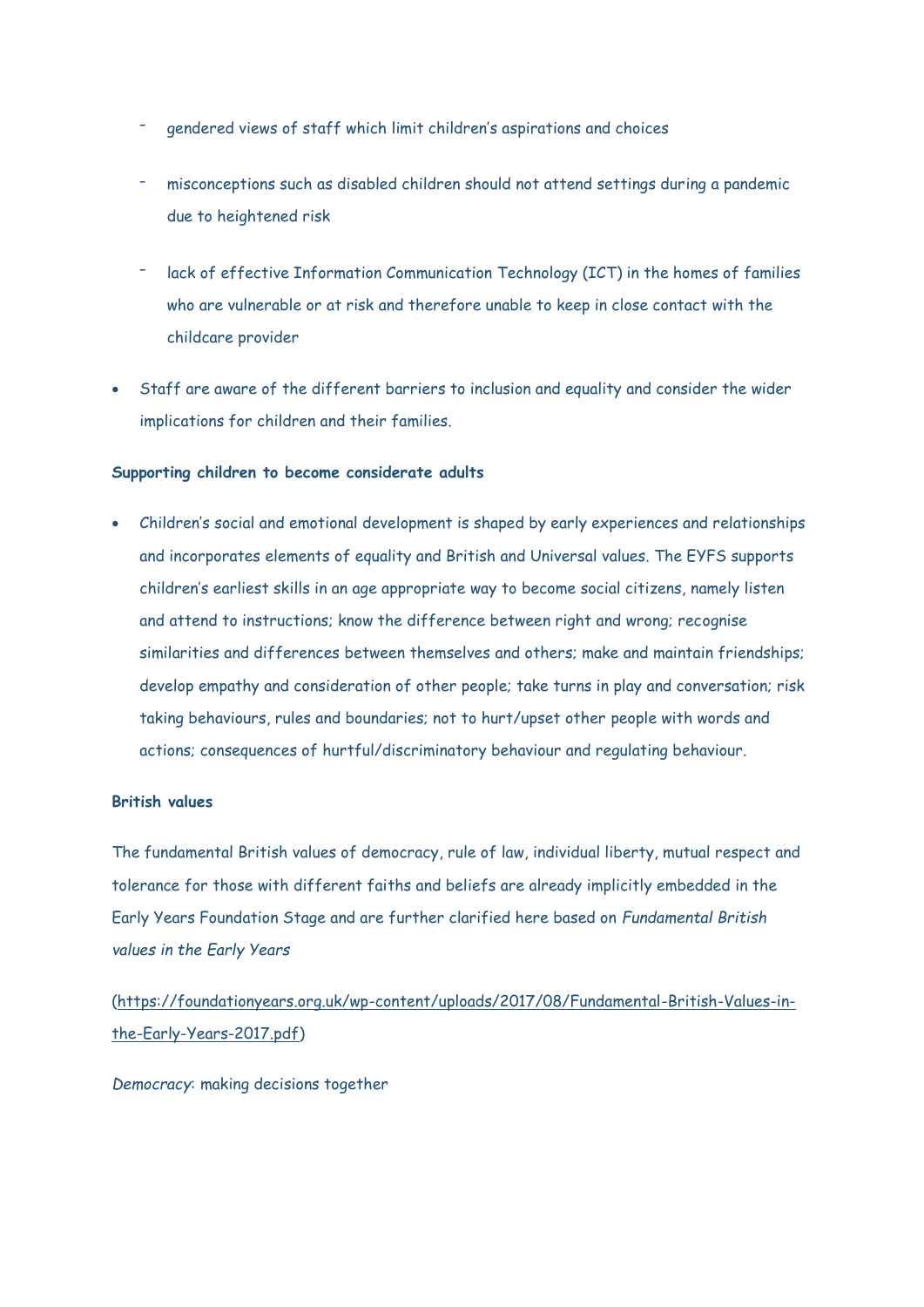- gendered views of staff which limit children's aspirations and choices

  - misconceptions such as disabled children should not attend settings during a pandemic due to heightened risk

  - lack of effective Information Communication Technology (ICT) in the homes of families who are vulnerable or at risk and therefore unable to keep in close contact with the childcare provider

- Staff are aware of the different barriers to inclusion and equality and consider the wider implications for children and their families.

**Supporting children to become considerate adults**

- Children's social and emotional development is shaped by early experiences and relationships and incorporates elements of equality and British and Universal values. The EYFS supports children's earliest skills in an age appropriate way to become social citizens, namely listen and attend to instructions; know the difference between right and wrong; recognise similarities and differences between themselves and others; make and maintain friendships; develop empathy and consideration of other people; take turns in play and conversation; risk taking behaviours, rules and boundaries; not to hurt/upset other people with words and actions; consequences of hurtful/discriminatory behaviour and regulating behaviour.

**British values**

The fundamental British values of democracy, rule of law, individual liberty, mutual respect and tolerance for those with different faiths and beliefs are already implicitly embedded in the Early Years Foundation Stage and are further clarified here based on *Fundamental British values in the Early Years*

(https://foundationyears.org.uk/wp-content/uploads/2017/08/Fundamental-British-Values-in-the-Early-Years-2017.pdf)

*Democracy*: making decisions together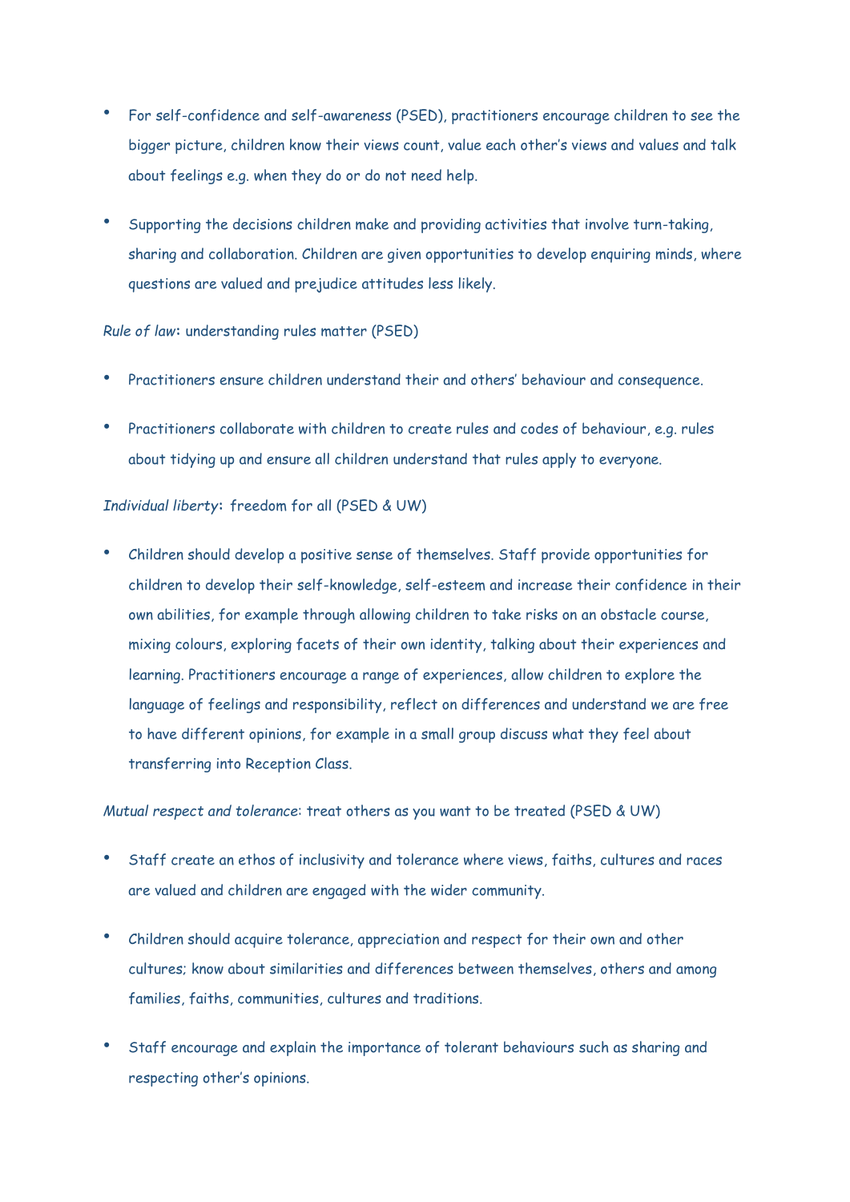- For self-confidence and self-awareness (PSED), practitioners encourage children to see the bigger picture, children know their views count, value each other's views and values and talk about feelings e.g. when they do or do not need help.

- Supporting the decisions children make and providing activities that involve turn-taking, sharing and collaboration. Children are given opportunities to develop enquiring minds, where questions are valued and prejudice attitudes less likely.

*Rule of law*: understanding rules matter (PSED)

- Practitioners ensure children understand their and others' behaviour and consequence.

- Practitioners collaborate with children to create rules and codes of behaviour, e.g. rules about tidying up and ensure all children understand that rules apply to everyone.

*Individual liberty*: freedom for all (PSED & UW)

- Children should develop a positive sense of themselves. Staff provide opportunities for children to develop their self-knowledge, self-esteem and increase their confidence in their own abilities, for example through allowing children to take risks on an obstacle course, mixing colours, exploring facets of their own identity, talking about their experiences and learning. Practitioners encourage a range of experiences, allow children to explore the language of feelings and responsibility, reflect on differences and understand we are free to have different opinions, for example in a small group discuss what they feel about transferring into Reception Class.

*Mutual respect and tolerance*: treat others as you want to be treated (PSED & UW)

- Staff create an ethos of inclusivity and tolerance where views, faiths, cultures and races are valued and children are engaged with the wider community.

- Children should acquire tolerance, appreciation and respect for their own and other cultures; know about similarities and differences between themselves, others and among families, faiths, communities, cultures and traditions.

- Staff encourage and explain the importance of tolerant behaviours such as sharing and respecting other's opinions.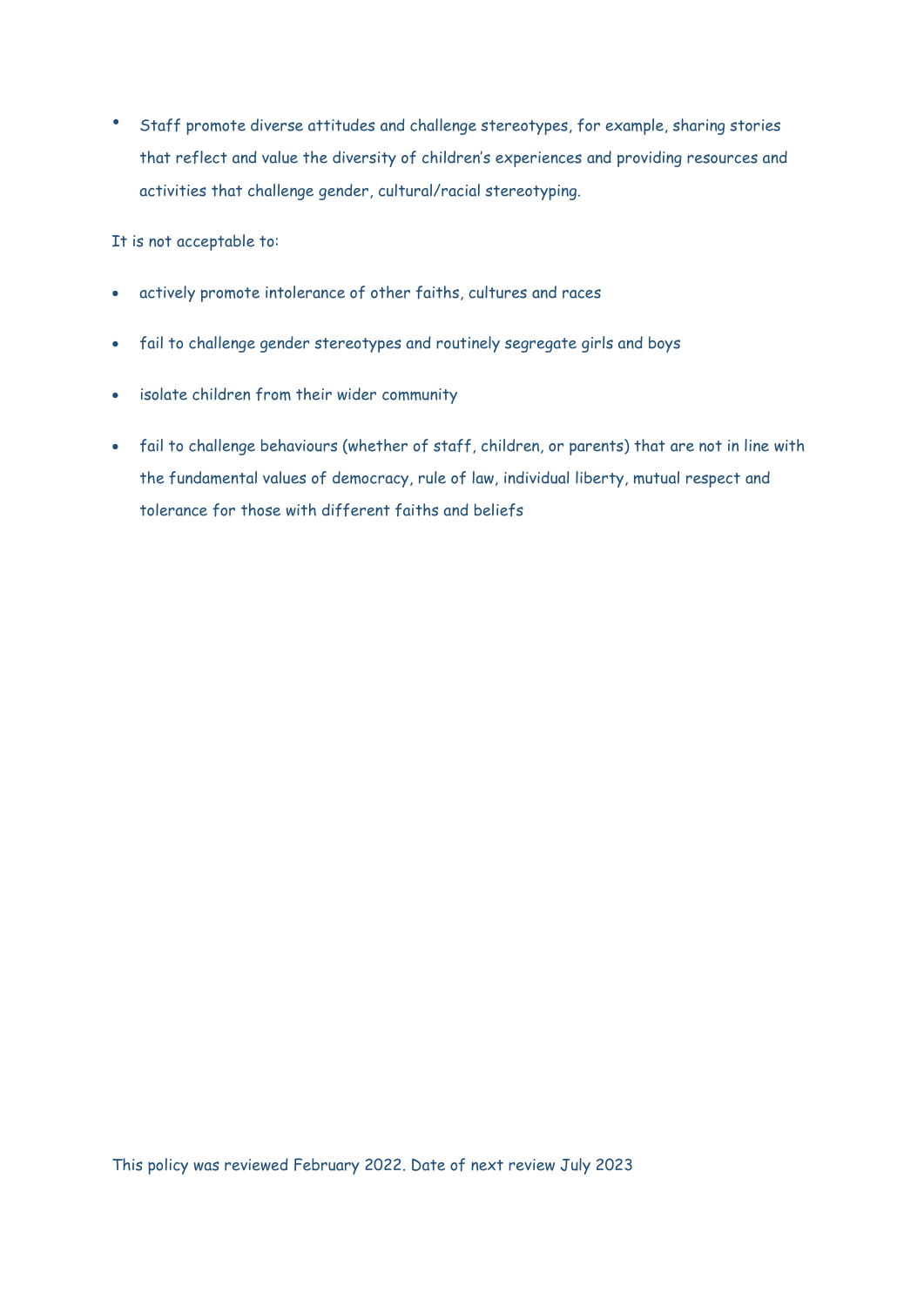- Staff promote diverse attitudes and challenge stereotypes, for example, sharing stories that reflect and value the diversity of children's experiences and providing resources and activities that challenge gender, cultural/racial stereotyping.

It is not acceptable to:

- actively promote intolerance of other faiths, cultures and races
- fail to challenge gender stereotypes and routinely segregate girls and boys
- isolate children from their wider community
- fail to challenge behaviours (whether of staff, children, or parents) that are not in line with the fundamental values of democracy, rule of law, individual liberty, mutual respect and tolerance for those with different faiths and beliefs

This policy was reviewed February 2022. Date of next review July 2023